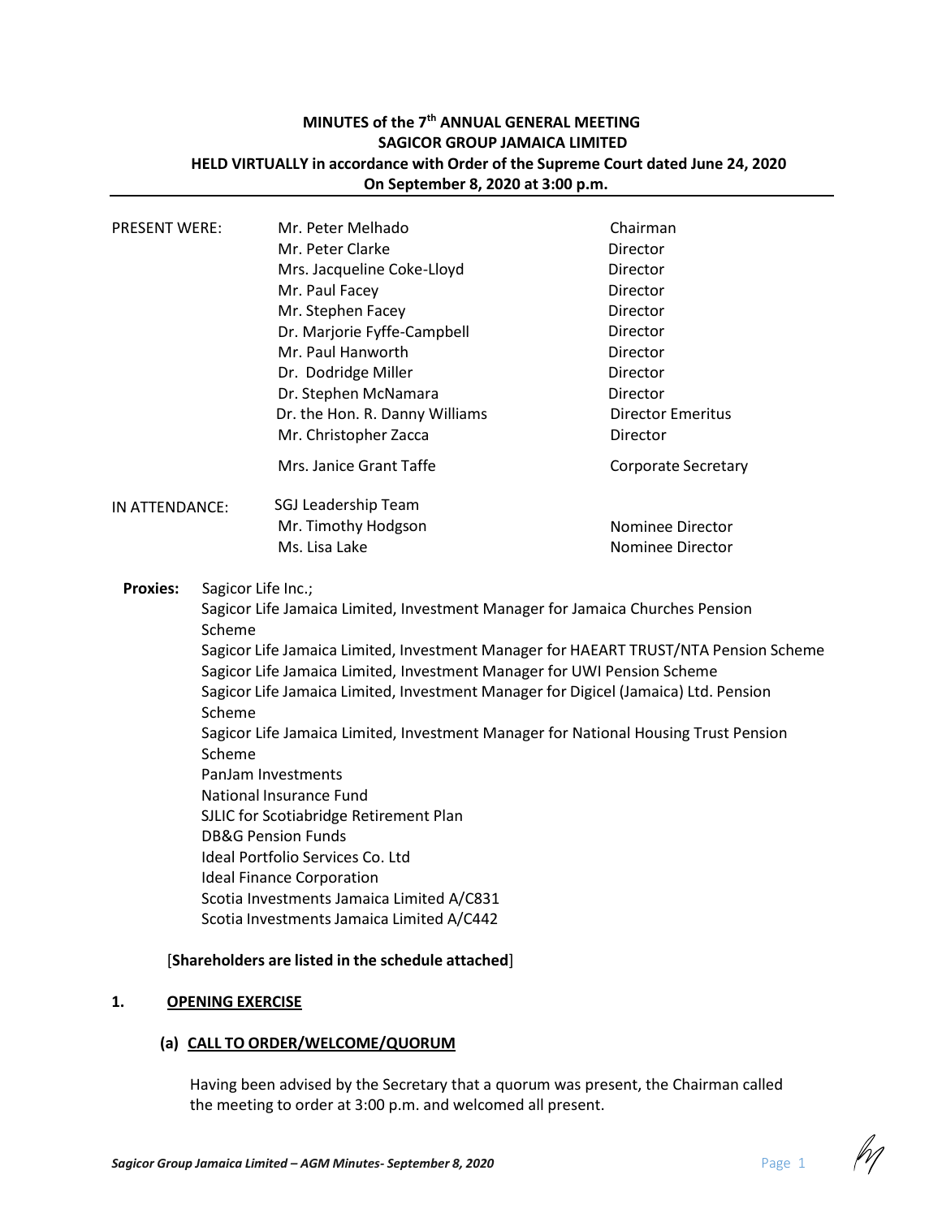**MINUTES of the 7th ANNUAL GENERAL MEETING**
**SAGICOR GROUP JAMAICA LIMITED**
**HELD VIRTUALLY in accordance with Order of the Supreme Court dated June 24, 2020**
**On September 8, 2020 at 3:00 p.m.**

---

| | | |
|---|---|---|
| PRESENT WERE: | Mr. Peter Melhado | Chairman |
| | Mr. Peter Clarke | Director |
| | Mrs. Jacqueline Coke-Lloyd | Director |
| | Mr. Paul Facey | Director |
| | Mr. Stephen Facey | Director |
| | Dr. Marjorie Fyffe-Campbell | Director |
| | Mr. Paul Hanworth | Director |
| | Dr. Dodridge Miller | Director |
| | Dr. Stephen McNamara | Director |
| | Dr. the Hon. R. Danny Williams | Director Emeritus |
| | Mr. Christopher Zacca | Director |
| | Mrs. Janice Grant Taffe | Corporate Secretary |
| IN ATTENDANCE: | SGJ Leadership Team | |
| | Mr. Timothy Hodgson | Nominee Director |
| | Ms. Lisa Lake | Nominee Director |

**Proxies:** Sagicor Life Inc.;
Sagicor Life Jamaica Limited, Investment Manager for Jamaica Churches Pension Scheme
Sagicor Life Jamaica Limited, Investment Manager for HAEART TRUST/NTA Pension Scheme
Sagicor Life Jamaica Limited, Investment Manager for UWI Pension Scheme
Sagicor Life Jamaica Limited, Investment Manager for Digicel (Jamaica) Ltd. Pension Scheme
Sagicor Life Jamaica Limited, Investment Manager for National Housing Trust Pension Scheme
PanJam Investments
National Insurance Fund
SJLIC for Scotiabridge Retirement Plan
DB&G Pension Funds
Ideal Portfolio Services Co. Ltd
Ideal Finance Corporation
Scotia Investments Jamaica Limited A/C831
Scotia Investments Jamaica Limited A/C442

[**Shareholders are listed in the schedule attached**]

## 1. OPENING EXERCISE

### (a) CALL TO ORDER/WELCOME/QUORUM

Having been advised by the Secretary that a quorum was present, the Chairman called the meeting to order at 3:00 p.m. and welcomed all present.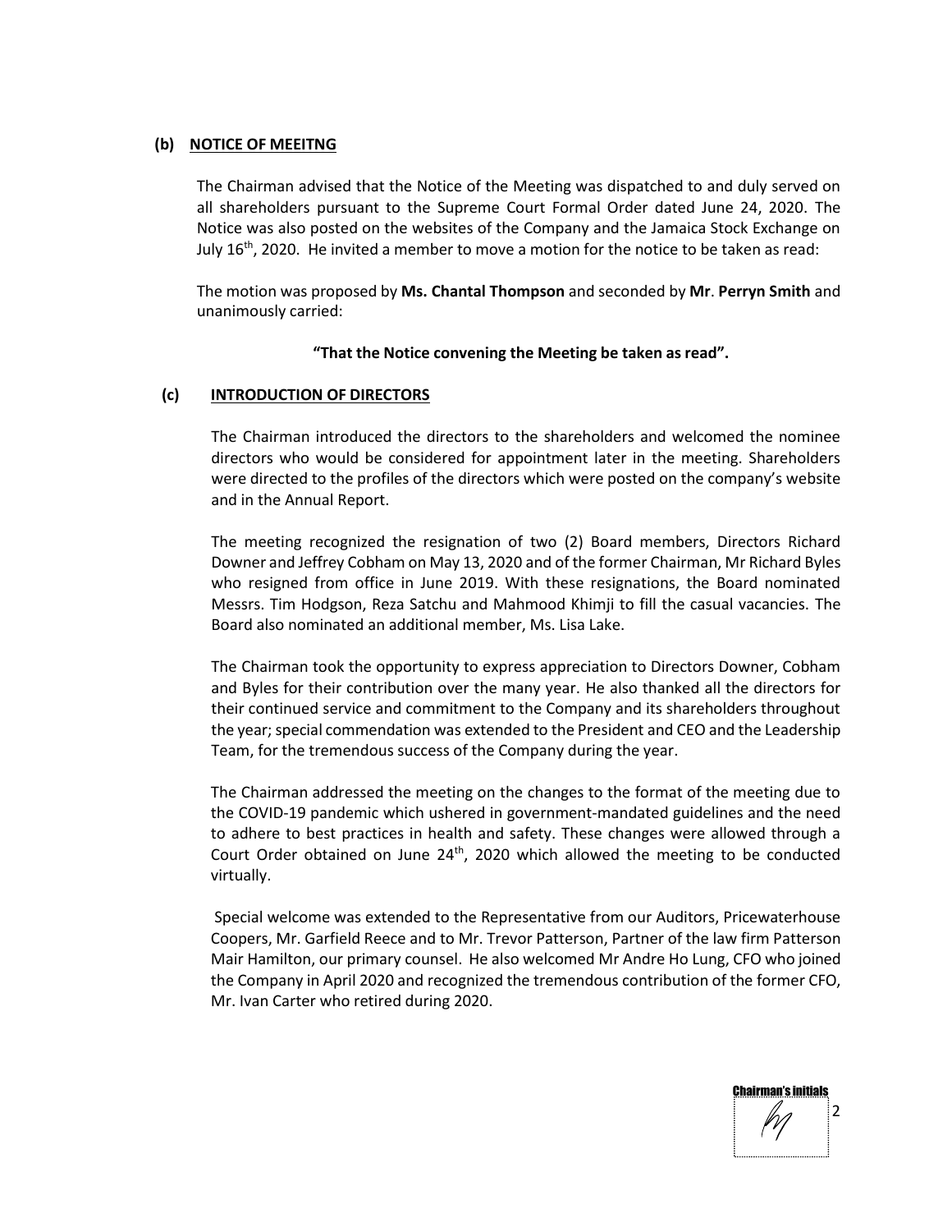**(b) NOTICE OF MEEITNG**

The Chairman advised that the Notice of the Meeting was dispatched to and duly served on all shareholders pursuant to the Supreme Court Formal Order dated June 24, 2020. The Notice was also posted on the websites of the Company and the Jamaica Stock Exchange on July 16th, 2020. He invited a member to move a motion for the notice to be taken as read:

The motion was proposed by **Ms. Chantal Thompson** and seconded by **Mr**. **Perryn Smith** and unanimously carried:

**"That the Notice convening the Meeting be taken as read".**

**(c) INTRODUCTION OF DIRECTORS**

The Chairman introduced the directors to the shareholders and welcomed the nominee directors who would be considered for appointment later in the meeting. Shareholders were directed to the profiles of the directors which were posted on the company's website and in the Annual Report.

The meeting recognized the resignation of two (2) Board members, Directors Richard Downer and Jeffrey Cobham on May 13, 2020 and of the former Chairman, Mr Richard Byles who resigned from office in June 2019. With these resignations, the Board nominated Messrs. Tim Hodgson, Reza Satchu and Mahmood Khimji to fill the casual vacancies. The Board also nominated an additional member, Ms. Lisa Lake.

The Chairman took the opportunity to express appreciation to Directors Downer, Cobham and Byles for their contribution over the many year. He also thanked all the directors for their continued service and commitment to the Company and its shareholders throughout the year; special commendation was extended to the President and CEO and the Leadership Team, for the tremendous success of the Company during the year.

The Chairman addressed the meeting on the changes to the format of the meeting due to the COVID-19 pandemic which ushered in government-mandated guidelines and the need to adhere to best practices in health and safety. These changes were allowed through a Court Order obtained on June 24th, 2020 which allowed the meeting to be conducted virtually.

Special welcome was extended to the Representative from our Auditors, Pricewaterhouse Coopers, Mr. Garfield Reece and to Mr. Trevor Patterson, Partner of the law firm Patterson Mair Hamilton, our primary counsel. He also welcomed Mr Andre Ho Lung, CFO who joined the Company in April 2020 and recognized the tremendous contribution of the former CFO, Mr. Ivan Carter who retired during 2020.

Chairman's initials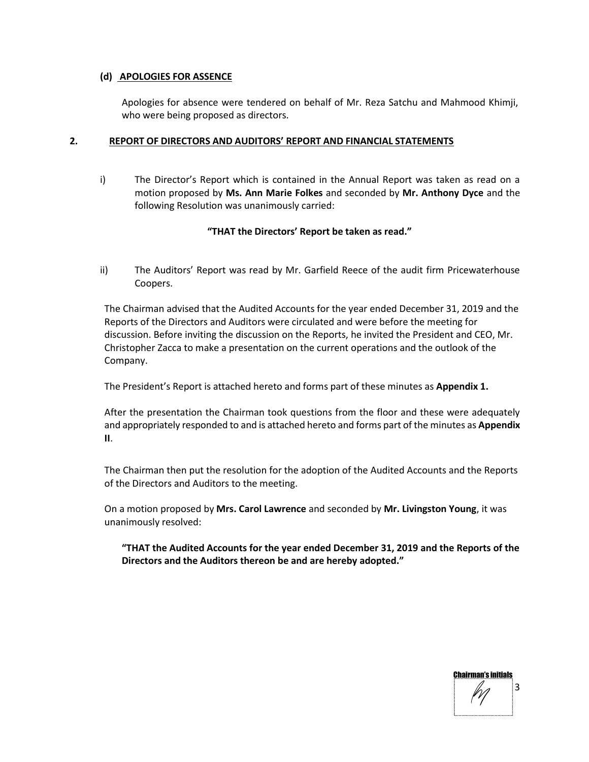### (d) APOLOGIES FOR ASSENCE

Apologies for absence were tendered on behalf of Mr. Reza Satchu and Mahmood Khimji, who were being proposed as directors.

## 2. REPORT OF DIRECTORS AND AUDITORS' REPORT AND FINANCIAL STATEMENTS

i) The Director's Report which is contained in the Annual Report was taken as read on a motion proposed by **Ms. Ann Marie Folkes** and seconded by **Mr. Anthony Dyce** and the following Resolution was unanimously carried:

**"THAT the Directors' Report be taken as read."**

ii) The Auditors' Report was read by Mr. Garfield Reece of the audit firm Pricewaterhouse Coopers.

The Chairman advised that the Audited Accounts for the year ended December 31, 2019 and the Reports of the Directors and Auditors were circulated and were before the meeting for discussion. Before inviting the discussion on the Reports, he invited the President and CEO, Mr. Christopher Zacca to make a presentation on the current operations and the outlook of the Company.

The President's Report is attached hereto and forms part of these minutes as **Appendix 1.**

After the presentation the Chairman took questions from the floor and these were adequately and appropriately responded to and is attached hereto and forms part of the minutes as **Appendix II**.

The Chairman then put the resolution for the adoption of the Audited Accounts and the Reports of the Directors and Auditors to the meeting.

On a motion proposed by **Mrs. Carol Lawrence** and seconded by **Mr. Livingston Young**, it was unanimously resolved:

**"THAT the Audited Accounts for the year ended December 31, 2019 and the Reports of the Directors and the Auditors thereon be and are hereby adopted."**

Chairman's initials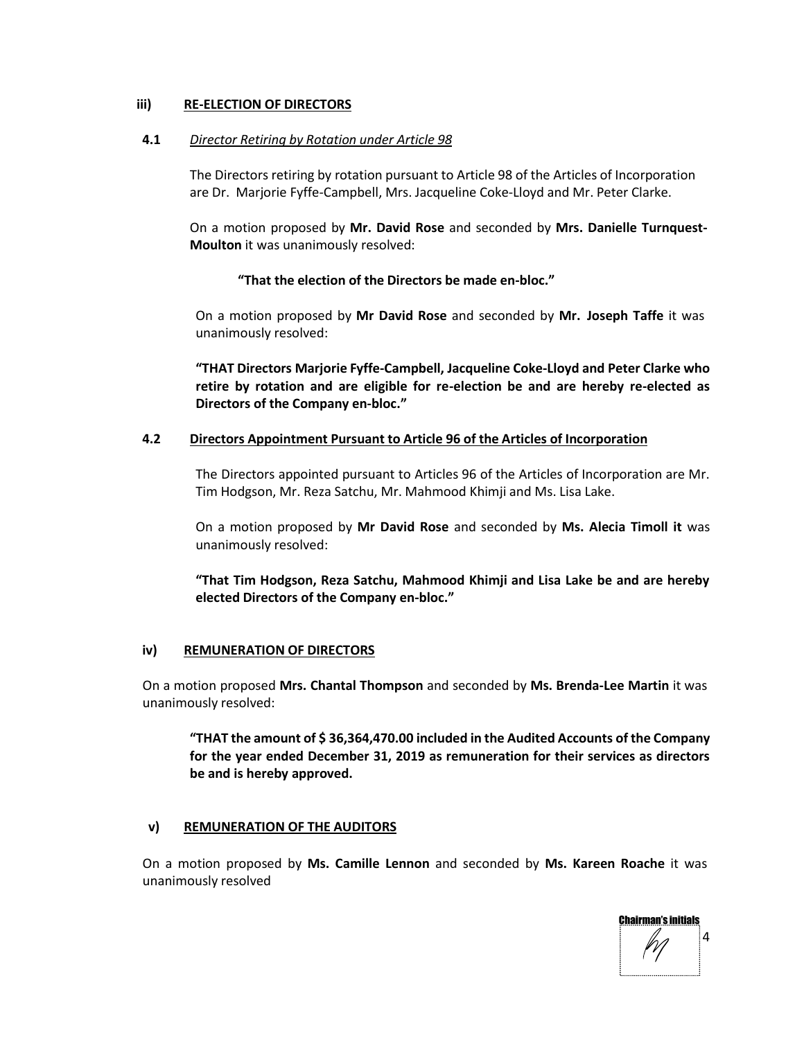### iii) RE-ELECTION OF DIRECTORS

**4.1** *Director Retiring by Rotation under Article 98*

The Directors retiring by rotation pursuant to Article 98 of the Articles of Incorporation are Dr. Marjorie Fyffe-Campbell, Mrs. Jacqueline Coke-Lloyd and Mr. Peter Clarke.

On a motion proposed by **Mr. David Rose** and seconded by **Mrs. Danielle Turnquest-Moulton** it was unanimously resolved:

**"That the election of the Directors be made en-bloc."**

On a motion proposed by **Mr David Rose** and seconded by **Mr. Joseph Taffe** it was unanimously resolved:

**"THAT Directors Marjorie Fyffe-Campbell, Jacqueline Coke-Lloyd and Peter Clarke who retire by rotation and are eligible for re-election be and are hereby re-elected as Directors of the Company en-bloc."**

**4.2 Directors Appointment Pursuant to Article 96 of the Articles of Incorporation**

The Directors appointed pursuant to Articles 96 of the Articles of Incorporation are Mr. Tim Hodgson, Mr. Reza Satchu, Mr. Mahmood Khimji and Ms. Lisa Lake.

On a motion proposed by **Mr David Rose** and seconded by **Ms. Alecia Timoll it** was unanimously resolved:

**"That Tim Hodgson, Reza Satchu, Mahmood Khimji and Lisa Lake be and are hereby elected Directors of the Company en-bloc."**

### iv) REMUNERATION OF DIRECTORS

On a motion proposed **Mrs. Chantal Thompson** and seconded by **Ms. Brenda-Lee Martin** it was unanimously resolved:

**"THAT the amount of $ 36,364,470.00 included in the Audited Accounts of the Company for the year ended December 31, 2019 as remuneration for their services as directors be and is hereby approved.**

### v) REMUNERATION OF THE AUDITORS

On a motion proposed by **Ms. Camille Lennon** and seconded by **Ms. Kareen Roache** it was unanimously resolved

Chairman's initials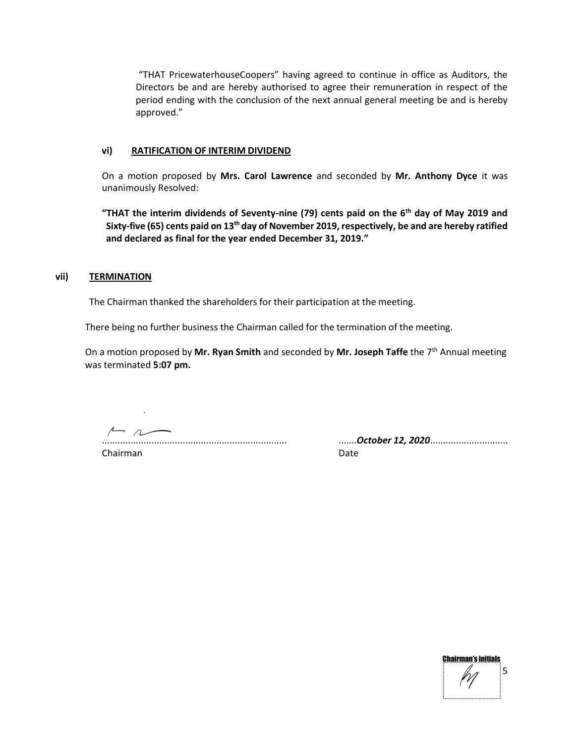"THAT PricewaterhouseCoopers" having agreed to continue in office as Auditors, the Directors be and are hereby authorised to agree their remuneration in respect of the period ending with the conclusion of the next annual general meeting be and is hereby approved."

### vi) RATIFICATION OF INTERIM DIVIDEND

On a motion proposed by **Mrs. Carol Lawrence** and seconded by **Mr. Anthony Dyce** it was unanimously Resolved:

**"THAT the interim dividends of Seventy-nine (79) cents paid on the 6th day of May 2019 and Sixty-five (65) cents paid on 13th day of November 2019, respectively, be and are hereby ratified and declared as final for the year ended December 31, 2019."**

### vii) TERMINATION

The Chairman thanked the shareholders for their participation at the meeting.

There being no further business the Chairman called for the termination of the meeting.

On a motion proposed by **Mr. Ryan Smith** and seconded by **Mr. Joseph Taffe** the 7th Annual meeting was terminated **5:07 pm.**

....................................................................... Chairman

.......***October 12, 2020***............................. Date

Chairman's initials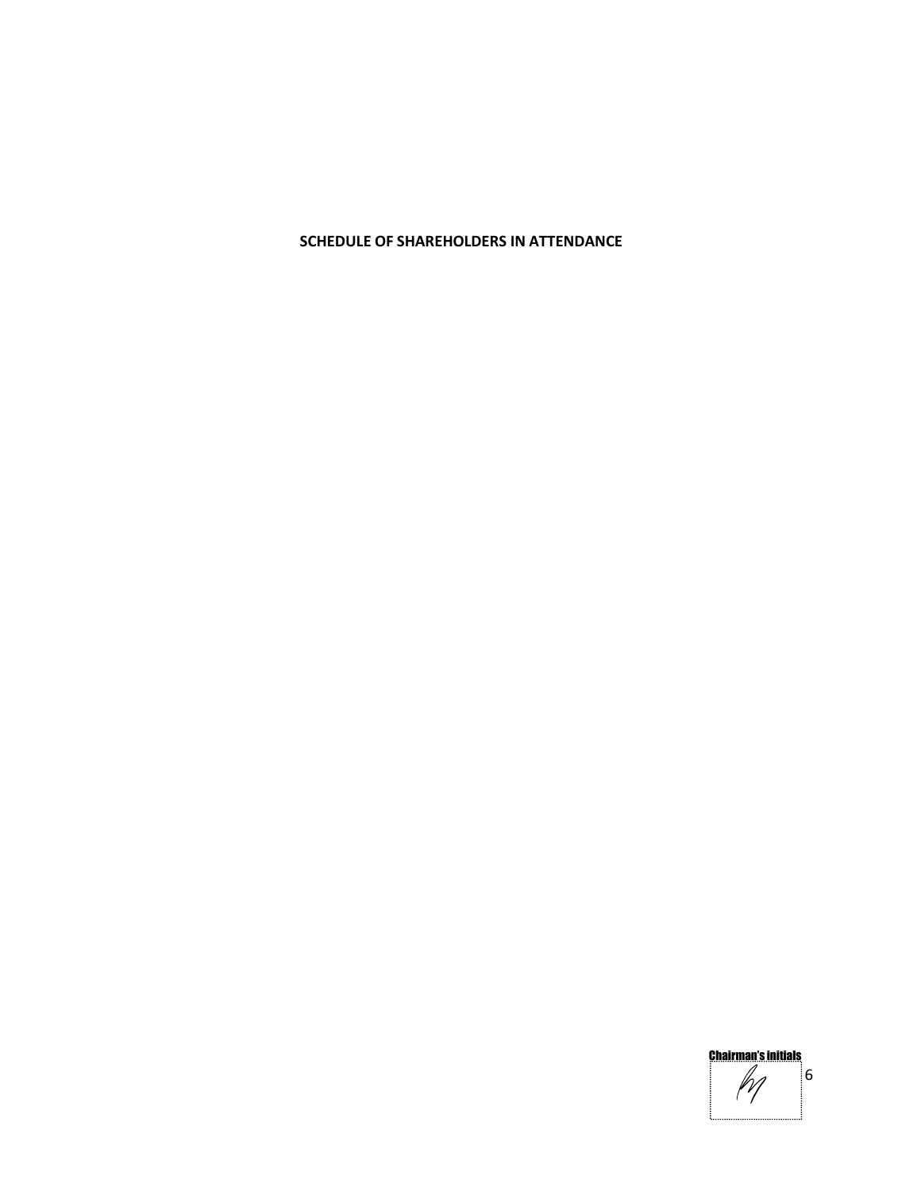**SCHEDULE OF SHAREHOLDERS IN ATTENDANCE**

Chairman's initials